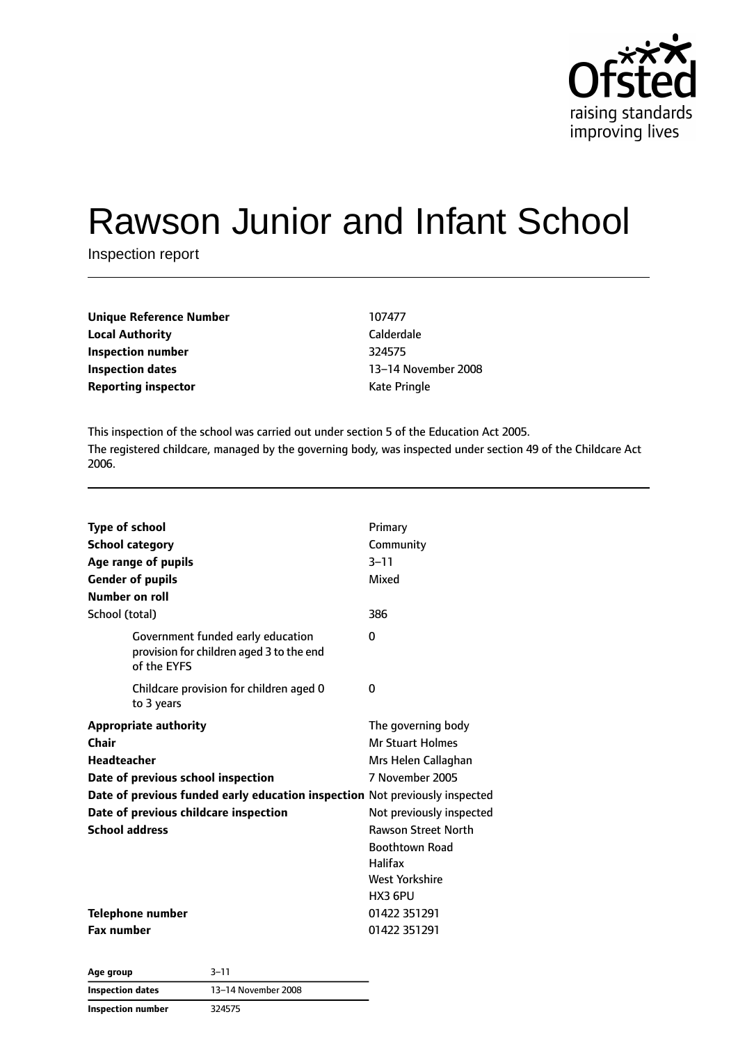# Rawson Junior and Infant School

Inspection report

| | |
|---|---|
| **Unique Reference Number** | 107477 |
| **Local Authority** | Calderdale |
| **Inspection number** | 324575 |
| **Inspection dates** | 13–14 November 2008 |
| **Reporting inspector** | Kate Pringle |

This inspection of the school was carried out under section 5 of the Education Act 2005.

The registered childcare, managed by the governing body, was inspected under section 49 of the Childcare Act 2006.

| | |
|---|---|
| **Type of school** | Primary |
| **School category** | Community |
| **Age range of pupils** | 3–11 |
| **Gender of pupils** | Mixed |
| **Number on roll** | |
| School (total) | 386 |
| Government funded early education provision for children aged 3 to the end of the EYFS | 0 |
| Childcare provision for children aged 0 to 3 years | 0 |
| **Appropriate authority** | The governing body |
| **Chair** | Mr Stuart Holmes |
| **Headteacher** | Mrs Helen Callaghan |
| **Date of previous school inspection** | 7 November 2005 |
| **Date of previous funded early education inspection** | Not previously inspected |
| **Date of previous childcare inspection** | Not previously inspected |
| **School address** | Rawson Street North<br>Boothtown Road<br>Halifax<br>West Yorkshire<br>HX3 6PU |
| **Telephone number** | 01422 351291 |
| **Fax number** | 01422 351291 |

| | |
|---|---|
| **Age group** | 3–11 |
| **Inspection dates** | 13–14 November 2008 |
| **Inspection number** | 324575 |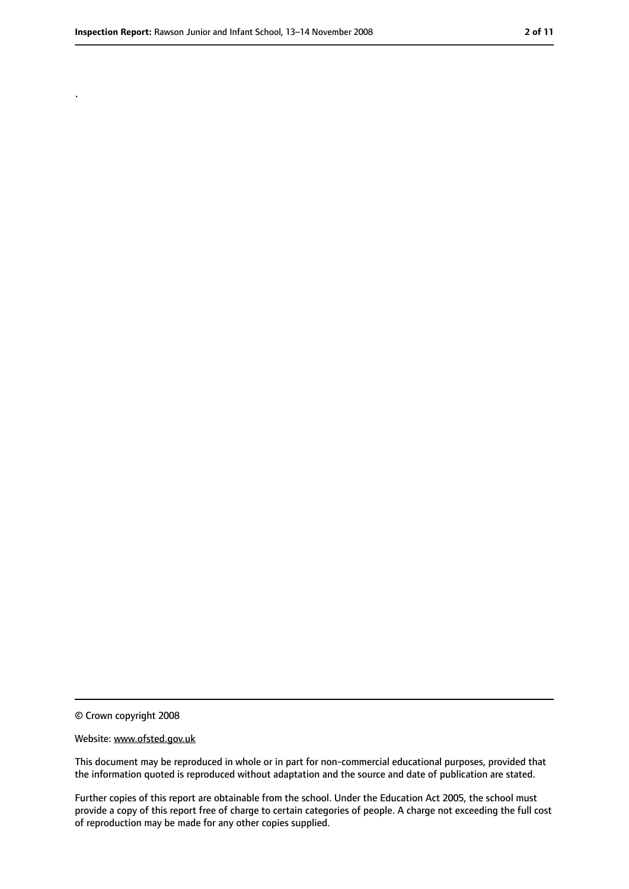.

© Crown copyright 2008

Website: www.ofsted.gov.uk

This document may be reproduced in whole or in part for non-commercial educational purposes, provided that the information quoted is reproduced without adaptation and the source and date of publication are stated.

Further copies of this report are obtainable from the school. Under the Education Act 2005, the school must provide a copy of this report free of charge to certain categories of people. A charge not exceeding the full cost of reproduction may be made for any other copies supplied.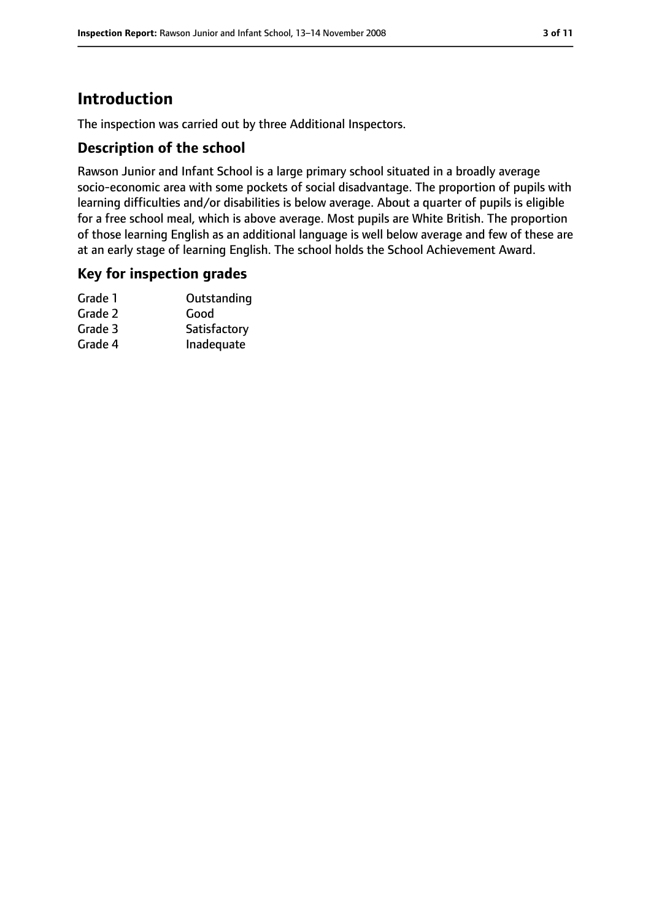# Introduction

The inspection was carried out by three Additional Inspectors.

## Description of the school

Rawson Junior and Infant School is a large primary school situated in a broadly average socio-economic area with some pockets of social disadvantage. The proportion of pupils with learning difficulties and/or disabilities is below average. About a quarter of pupils is eligible for a free school meal, which is above average. Most pupils are White British. The proportion of those learning English as an additional language is well below average and few of these are at an early stage of learning English. The school holds the School Achievement Award.

## Key for inspection grades

| | |
|---|---|
| Grade 1 | Outstanding |
| Grade 2 | Good |
| Grade 3 | Satisfactory |
| Grade 4 | Inadequate |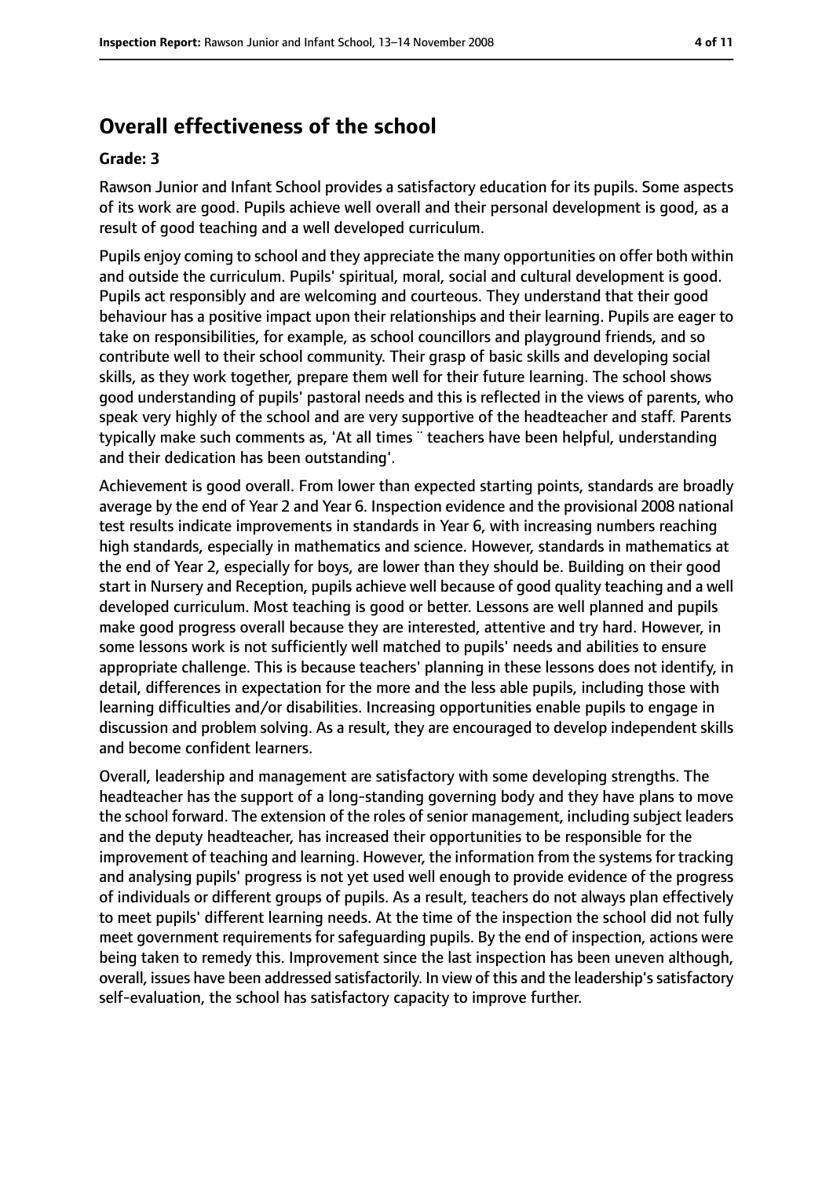## Overall effectiveness of the school

### Grade: 3

Rawson Junior and Infant School provides a satisfactory education for its pupils. Some aspects of its work are good. Pupils achieve well overall and their personal development is good, as a result of good teaching and a well developed curriculum.

Pupils enjoy coming to school and they appreciate the many opportunities on offer both within and outside the curriculum. Pupils' spiritual, moral, social and cultural development is good. Pupils act responsibly and are welcoming and courteous. They understand that their good behaviour has a positive impact upon their relationships and their learning. Pupils are eager to take on responsibilities, for example, as school councillors and playground friends, and so contribute well to their school community. Their grasp of basic skills and developing social skills, as they work together, prepare them well for their future learning. The school shows good understanding of pupils' pastoral needs and this is reflected in the views of parents, who speak very highly of the school and are very supportive of the headteacher and staff. Parents typically make such comments as, 'At all times ¨ teachers have been helpful, understanding and their dedication has been outstanding'.

Achievement is good overall. From lower than expected starting points, standards are broadly average by the end of Year 2 and Year 6. Inspection evidence and the provisional 2008 national test results indicate improvements in standards in Year 6, with increasing numbers reaching high standards, especially in mathematics and science. However, standards in mathematics at the end of Year 2, especially for boys, are lower than they should be. Building on their good start in Nursery and Reception, pupils achieve well because of good quality teaching and a well developed curriculum. Most teaching is good or better. Lessons are well planned and pupils make good progress overall because they are interested, attentive and try hard. However, in some lessons work is not sufficiently well matched to pupils' needs and abilities to ensure appropriate challenge. This is because teachers' planning in these lessons does not identify, in detail, differences in expectation for the more and the less able pupils, including those with learning difficulties and/or disabilities. Increasing opportunities enable pupils to engage in discussion and problem solving. As a result, they are encouraged to develop independent skills and become confident learners.

Overall, leadership and management are satisfactory with some developing strengths. The headteacher has the support of a long-standing governing body and they have plans to move the school forward. The extension of the roles of senior management, including subject leaders and the deputy headteacher, has increased their opportunities to be responsible for the improvement of teaching and learning. However, the information from the systems for tracking and analysing pupils' progress is not yet used well enough to provide evidence of the progress of individuals or different groups of pupils. As a result, teachers do not always plan effectively to meet pupils' different learning needs. At the time of the inspection the school did not fully meet government requirements for safeguarding pupils. By the end of inspection, actions were being taken to remedy this. Improvement since the last inspection has been uneven although, overall, issues have been addressed satisfactorily. In view of this and the leadership's satisfactory self-evaluation, the school has satisfactory capacity to improve further.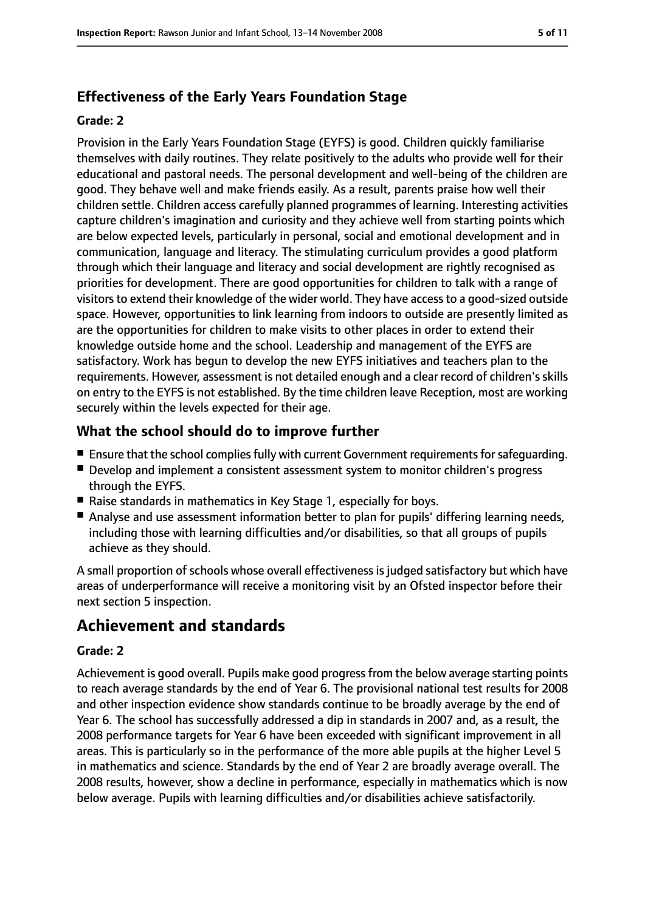### Effectiveness of the Early Years Foundation Stage

**Grade: 2**

Provision in the Early Years Foundation Stage (EYFS) is good. Children quickly familiarise themselves with daily routines. They relate positively to the adults who provide well for their educational and pastoral needs. The personal development and well-being of the children are good. They behave well and make friends easily. As a result, parents praise how well their children settle. Children access carefully planned programmes of learning. Interesting activities capture children's imagination and curiosity and they achieve well from starting points which are below expected levels, particularly in personal, social and emotional development and in communication, language and literacy. The stimulating curriculum provides a good platform through which their language and literacy and social development are rightly recognised as priorities for development. There are good opportunities for children to talk with a range of visitors to extend their knowledge of the wider world. They have access to a good-sized outside space. However, opportunities to link learning from indoors to outside are presently limited as are the opportunities for children to make visits to other places in order to extend their knowledge outside home and the school. Leadership and management of the EYFS are satisfactory. Work has begun to develop the new EYFS initiatives and teachers plan to the requirements. However, assessment is not detailed enough and a clear record of children's skills on entry to the EYFS is not established. By the time children leave Reception, most are working securely within the levels expected for their age.

### What the school should do to improve further

- Ensure that the school complies fully with current Government requirements for safeguarding.
- Develop and implement a consistent assessment system to monitor children's progress through the EYFS.
- Raise standards in mathematics in Key Stage 1, especially for boys.
- Analyse and use assessment information better to plan for pupils' differing learning needs, including those with learning difficulties and/or disabilities, so that all groups of pupils achieve as they should.

A small proportion of schools whose overall effectiveness is judged satisfactory but which have areas of underperformance will receive a monitoring visit by an Ofsted inspector before their next section 5 inspection.

## Achievement and standards

**Grade: 2**

Achievement is good overall. Pupils make good progress from the below average starting points to reach average standards by the end of Year 6. The provisional national test results for 2008 and other inspection evidence show standards continue to be broadly average by the end of Year 6. The school has successfully addressed a dip in standards in 2007 and, as a result, the 2008 performance targets for Year 6 have been exceeded with significant improvement in all areas. This is particularly so in the performance of the more able pupils at the higher Level 5 in mathematics and science. Standards by the end of Year 2 are broadly average overall. The 2008 results, however, show a decline in performance, especially in mathematics which is now below average. Pupils with learning difficulties and/or disabilities achieve satisfactorily.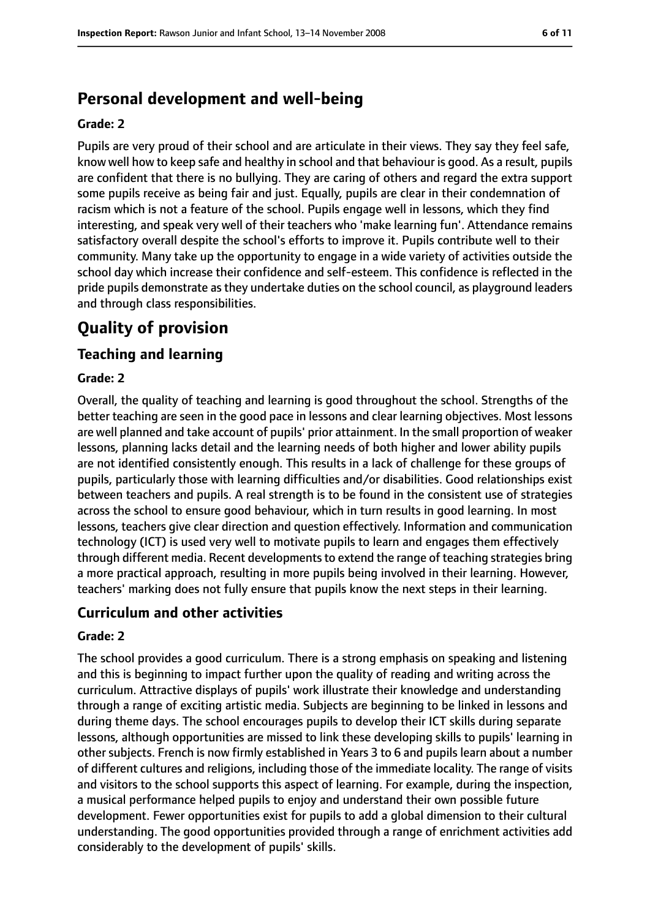## Personal development and well-being

**Grade: 2**

Pupils are very proud of their school and are articulate in their views. They say they feel safe, know well how to keep safe and healthy in school and that behaviour is good. As a result, pupils are confident that there is no bullying. They are caring of others and regard the extra support some pupils receive as being fair and just. Equally, pupils are clear in their condemnation of racism which is not a feature of the school. Pupils engage well in lessons, which they find interesting, and speak very well of their teachers who 'make learning fun'. Attendance remains satisfactory overall despite the school's efforts to improve it. Pupils contribute well to their community. Many take up the opportunity to engage in a wide variety of activities outside the school day which increase their confidence and self-esteem. This confidence is reflected in the pride pupils demonstrate as they undertake duties on the school council, as playground leaders and through class responsibilities.

# Quality of provision

## Teaching and learning

**Grade: 2**

Overall, the quality of teaching and learning is good throughout the school. Strengths of the better teaching are seen in the good pace in lessons and clear learning objectives. Most lessons are well planned and take account of pupils' prior attainment. In the small proportion of weaker lessons, planning lacks detail and the learning needs of both higher and lower ability pupils are not identified consistently enough. This results in a lack of challenge for these groups of pupils, particularly those with learning difficulties and/or disabilities. Good relationships exist between teachers and pupils. A real strength is to be found in the consistent use of strategies across the school to ensure good behaviour, which in turn results in good learning. In most lessons, teachers give clear direction and question effectively. Information and communication technology (ICT) is used very well to motivate pupils to learn and engages them effectively through different media. Recent developments to extend the range of teaching strategies bring a more practical approach, resulting in more pupils being involved in their learning. However, teachers' marking does not fully ensure that pupils know the next steps in their learning.

## Curriculum and other activities

**Grade: 2**

The school provides a good curriculum. There is a strong emphasis on speaking and listening and this is beginning to impact further upon the quality of reading and writing across the curriculum. Attractive displays of pupils' work illustrate their knowledge and understanding through a range of exciting artistic media. Subjects are beginning to be linked in lessons and during theme days. The school encourages pupils to develop their ICT skills during separate lessons, although opportunities are missed to link these developing skills to pupils' learning in other subjects. French is now firmly established in Years 3 to 6 and pupils learn about a number of different cultures and religions, including those of the immediate locality. The range of visits and visitors to the school supports this aspect of learning. For example, during the inspection, a musical performance helped pupils to enjoy and understand their own possible future development. Fewer opportunities exist for pupils to add a global dimension to their cultural understanding. The good opportunities provided through a range of enrichment activities add considerably to the development of pupils' skills.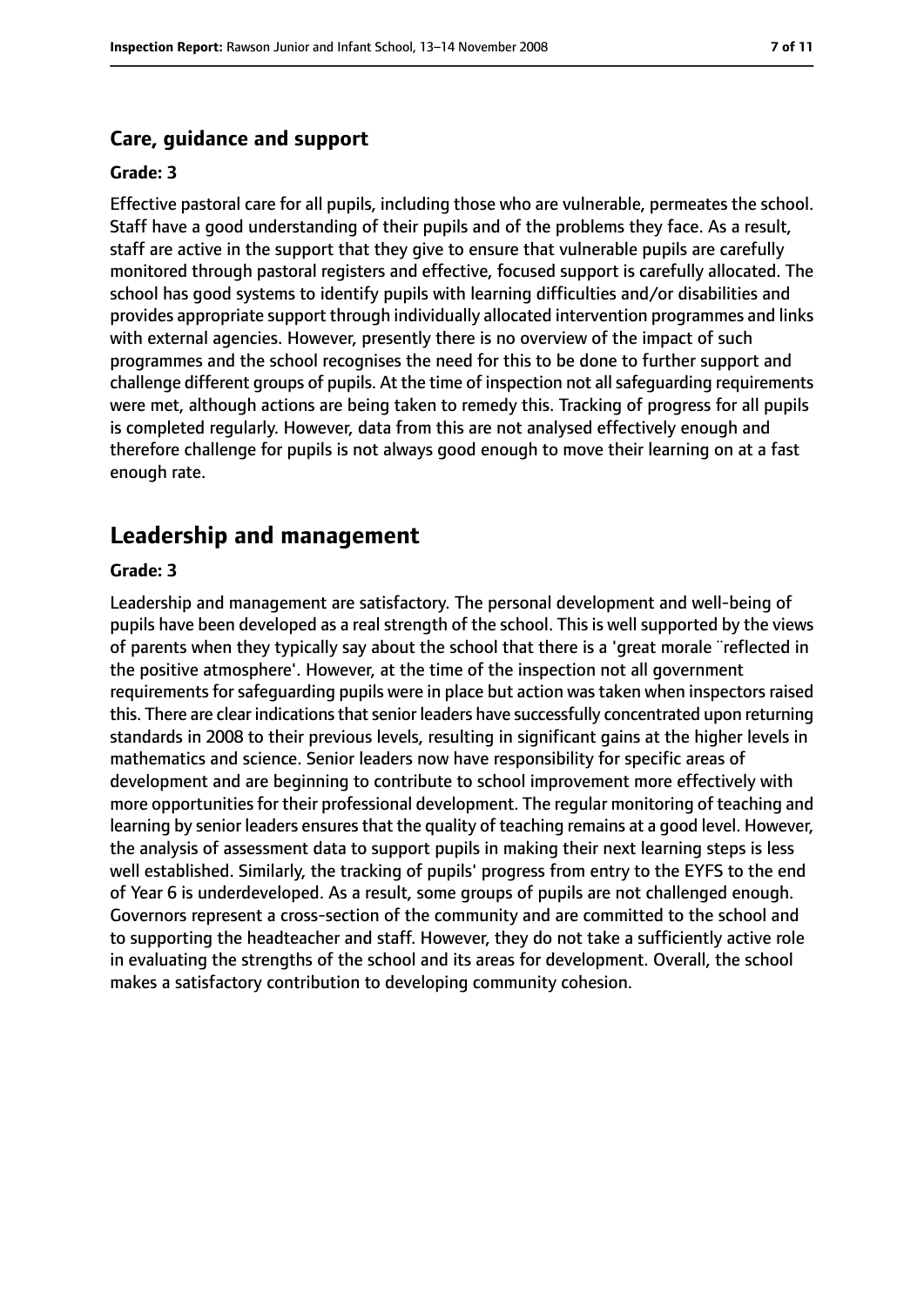### Care, guidance and support

#### Grade: 3

Effective pastoral care for all pupils, including those who are vulnerable, permeates the school. Staff have a good understanding of their pupils and of the problems they face. As a result, staff are active in the support that they give to ensure that vulnerable pupils are carefully monitored through pastoral registers and effective, focused support is carefully allocated. The school has good systems to identify pupils with learning difficulties and/or disabilities and provides appropriate support through individually allocated intervention programmes and links with external agencies. However, presently there is no overview of the impact of such programmes and the school recognises the need for this to be done to further support and challenge different groups of pupils. At the time of inspection not all safeguarding requirements were met, although actions are being taken to remedy this. Tracking of progress for all pupils is completed regularly. However, data from this are not analysed effectively enough and therefore challenge for pupils is not always good enough to move their learning on at a fast enough rate.

## Leadership and management

#### Grade: 3

Leadership and management are satisfactory. The personal development and well-being of pupils have been developed as a real strength of the school. This is well supported by the views of parents when they typically say about the school that there is a 'great morale ¨reflected in the positive atmosphere'. However, at the time of the inspection not all government requirements for safeguarding pupils were in place but action was taken when inspectors raised this. There are clear indications that senior leaders have successfully concentrated upon returning standards in 2008 to their previous levels, resulting in significant gains at the higher levels in mathematics and science. Senior leaders now have responsibility for specific areas of development and are beginning to contribute to school improvement more effectively with more opportunities for their professional development. The regular monitoring of teaching and learning by senior leaders ensures that the quality of teaching remains at a good level. However, the analysis of assessment data to support pupils in making their next learning steps is less well established. Similarly, the tracking of pupils' progress from entry to the EYFS to the end of Year 6 is underdeveloped. As a result, some groups of pupils are not challenged enough. Governors represent a cross-section of the community and are committed to the school and to supporting the headteacher and staff. However, they do not take a sufficiently active role in evaluating the strengths of the school and its areas for development. Overall, the school makes a satisfactory contribution to developing community cohesion.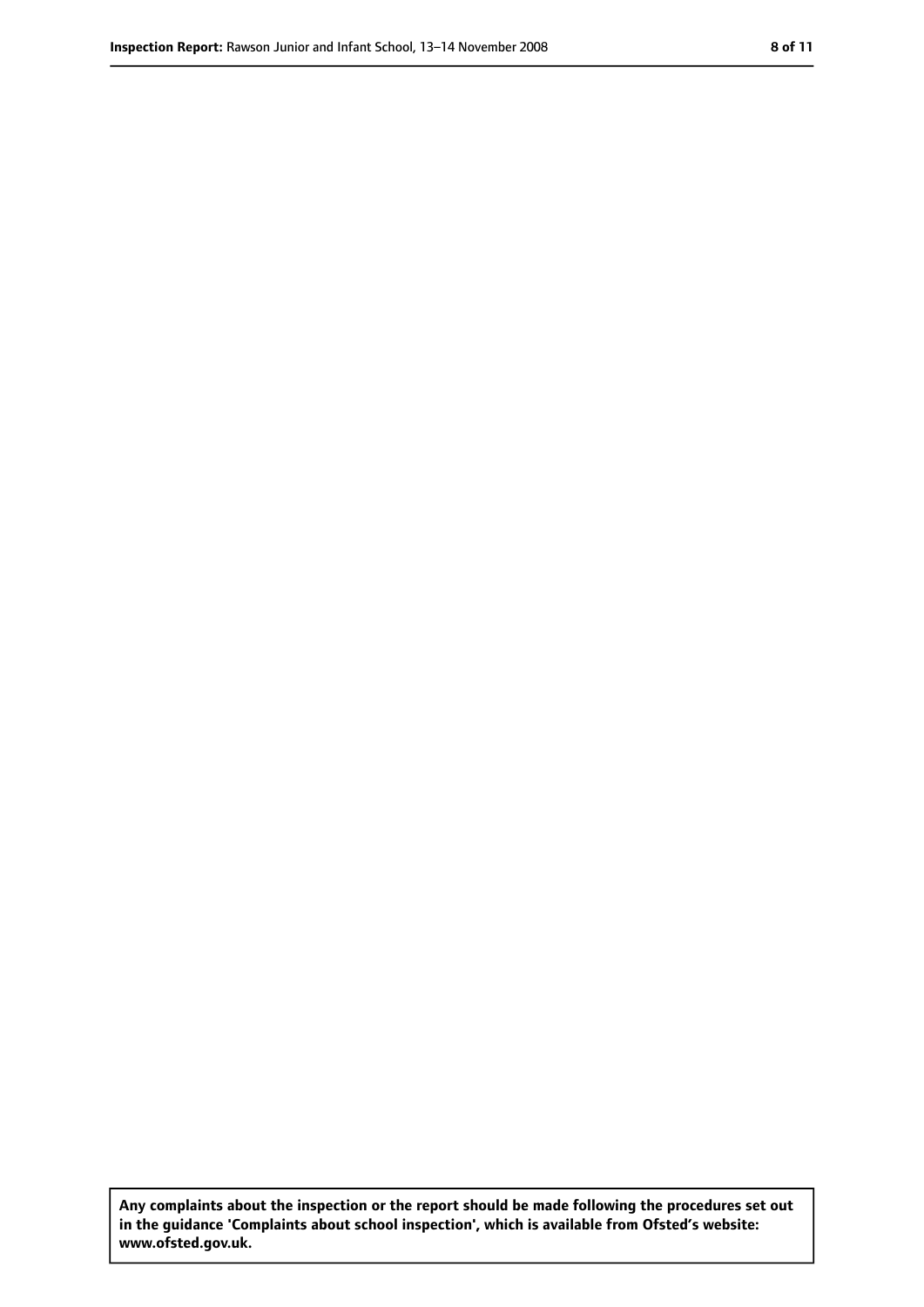**Any complaints about the inspection or the report should be made following the procedures set out in the guidance 'Complaints about school inspection', which is available from Ofsted's website: www.ofsted.gov.uk.**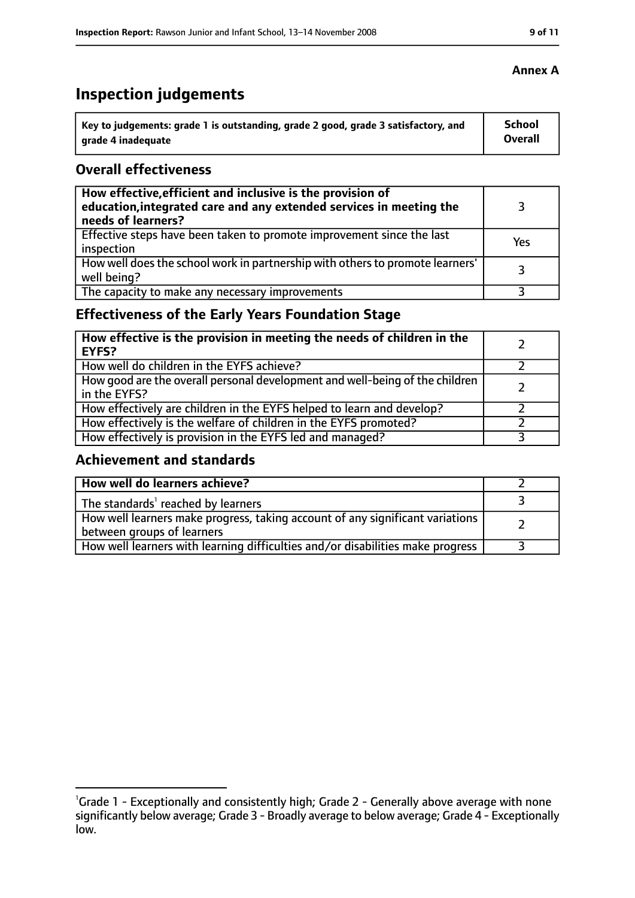**Annex A**

# Inspection judgements

| Key to judgements: grade 1 is outstanding, grade 2 good, grade 3 satisfactory, and grade 4 inadequate | School Overall |
|---|---|

## Overall effectiveness

| | |
|---|---|
| **How effective, efficient and inclusive is the provision of education, integrated care and any extended services in meeting the needs of learners?** | 3 |
| Effective steps have been taken to promote improvement since the last inspection | Yes |
| How well does the school work in partnership with others to promote learners' well being? | 3 |
| The capacity to make any necessary improvements | 3 |

## Effectiveness of the Early Years Foundation Stage

| | |
|---|---|
| **How effective is the provision in meeting the needs of children in the EYFS?** | 2 |
| How well do children in the EYFS achieve? | 2 |
| How good are the overall personal development and well-being of the children in the EYFS? | 2 |
| How effectively are children in the EYFS helped to learn and develop? | 2 |
| How effectively is the welfare of children in the EYFS promoted? | 2 |
| How effectively is provision in the EYFS led and managed? | 3 |

## Achievement and standards

| | |
|---|---|
| **How well do learners achieve?** | 2 |
| The standards[1] reached by learners | 3 |
| How well learners make progress, taking account of any significant variations between groups of learners | 2 |
| How well learners with learning difficulties and/or disabilities make progress | 3 |

[1]Grade 1 - Exceptionally and consistently high; Grade 2 - Generally above average with none significantly below average; Grade 3 - Broadly average to below average; Grade 4 - Exceptionally low.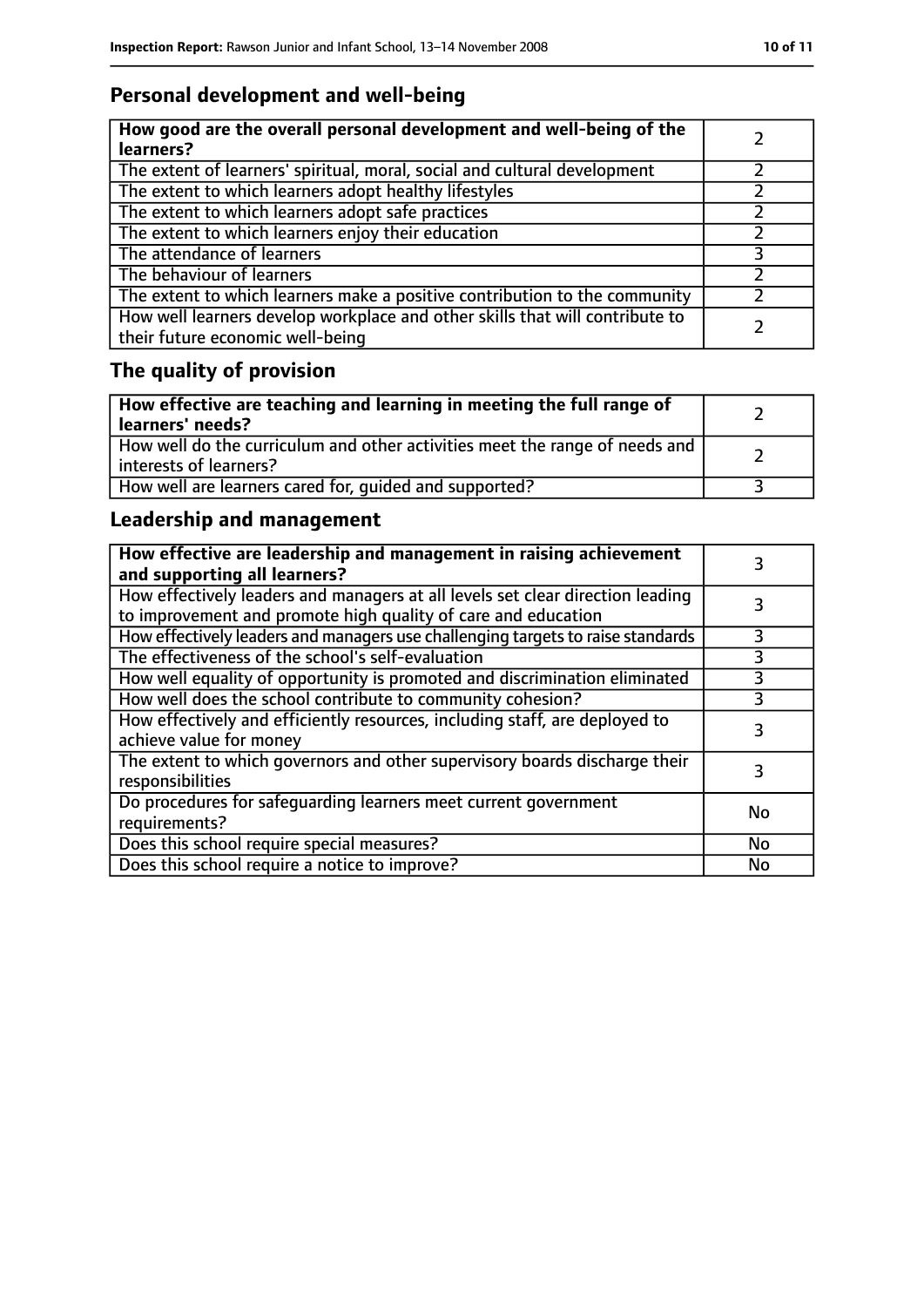## Personal development and well-being

| **How good are the overall personal development and well-being of the learners?** | 2 |
|---|---|
| The extent of learners' spiritual, moral, social and cultural development | 2 |
| The extent to which learners adopt healthy lifestyles | 2 |
| The extent to which learners adopt safe practices | 2 |
| The extent to which learners enjoy their education | 2 |
| The attendance of learners | 3 |
| The behaviour of learners | 2 |
| The extent to which learners make a positive contribution to the community | 2 |
| How well learners develop workplace and other skills that will contribute to their future economic well-being | 2 |

## The quality of provision

| **How effective are teaching and learning in meeting the full range of learners' needs?** | 2 |
|---|---|
| How well do the curriculum and other activities meet the range of needs and interests of learners? | 2 |
| How well are learners cared for, guided and supported? | 3 |

## Leadership and management

| **How effective are leadership and management in raising achievement and supporting all learners?** | 3 |
|---|---|
| How effectively leaders and managers at all levels set clear direction leading to improvement and promote high quality of care and education | 3 |
| How effectively leaders and managers use challenging targets to raise standards | 3 |
| The effectiveness of the school's self-evaluation | 3 |
| How well equality of opportunity is promoted and discrimination eliminated | 3 |
| How well does the school contribute to community cohesion? | 3 |
| How effectively and efficiently resources, including staff, are deployed to achieve value for money | 3 |
| The extent to which governors and other supervisory boards discharge their responsibilities | 3 |
| Do procedures for safeguarding learners meet current government requirements? | No |
| Does this school require special measures? | No |
| Does this school require a notice to improve? | No |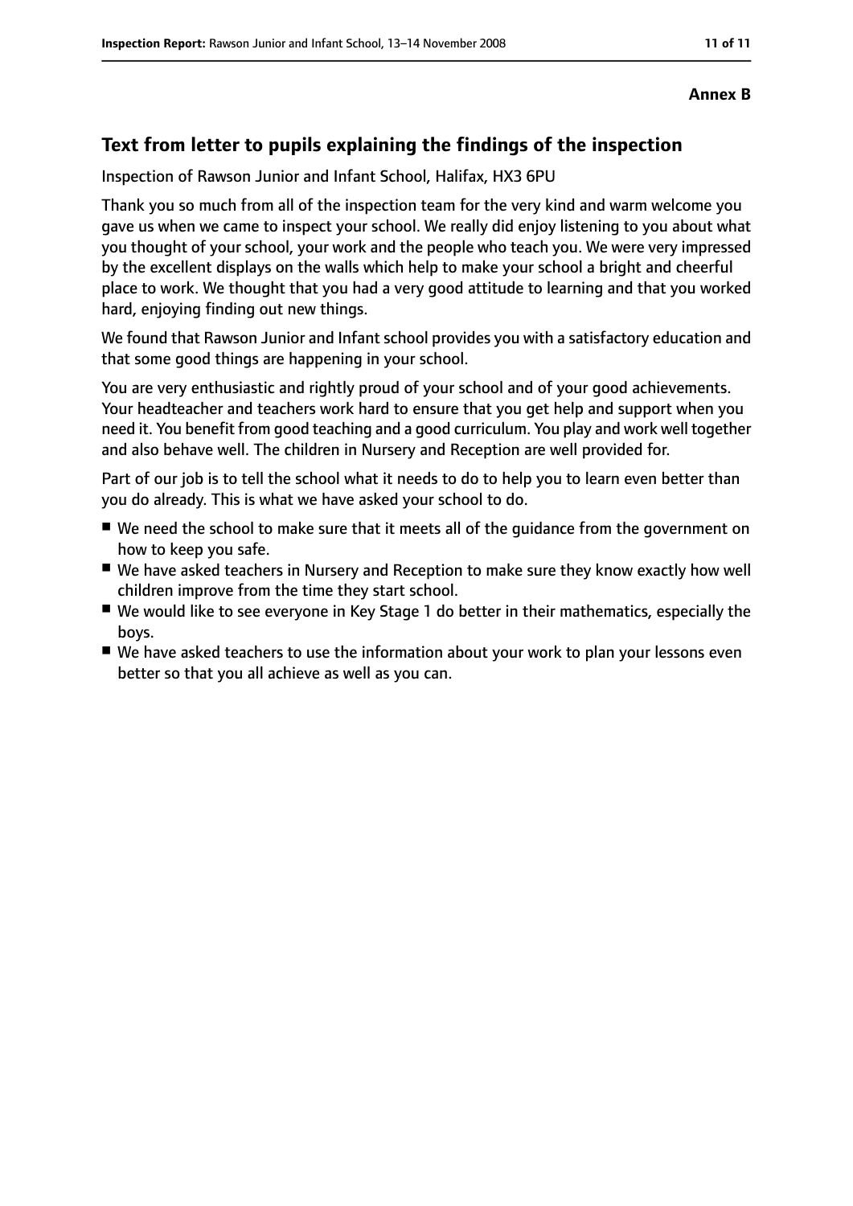**Annex B**

## Text from letter to pupils explaining the findings of the inspection

Inspection of Rawson Junior and Infant School, Halifax, HX3 6PU

Thank you so much from all of the inspection team for the very kind and warm welcome you gave us when we came to inspect your school. We really did enjoy listening to you about what you thought of your school, your work and the people who teach you. We were very impressed by the excellent displays on the walls which help to make your school a bright and cheerful place to work. We thought that you had a very good attitude to learning and that you worked hard, enjoying finding out new things.

We found that Rawson Junior and Infant school provides you with a satisfactory education and that some good things are happening in your school.

You are very enthusiastic and rightly proud of your school and of your good achievements. Your headteacher and teachers work hard to ensure that you get help and support when you need it. You benefit from good teaching and a good curriculum. You play and work well together and also behave well. The children in Nursery and Reception are well provided for.

Part of our job is to tell the school what it needs to do to help you to learn even better than you do already. This is what we have asked your school to do.

- We need the school to make sure that it meets all of the guidance from the government on how to keep you safe.
- We have asked teachers in Nursery and Reception to make sure they know exactly how well children improve from the time they start school.
- We would like to see everyone in Key Stage 1 do better in their mathematics, especially the boys.
- We have asked teachers to use the information about your work to plan your lessons even better so that you all achieve as well as you can.